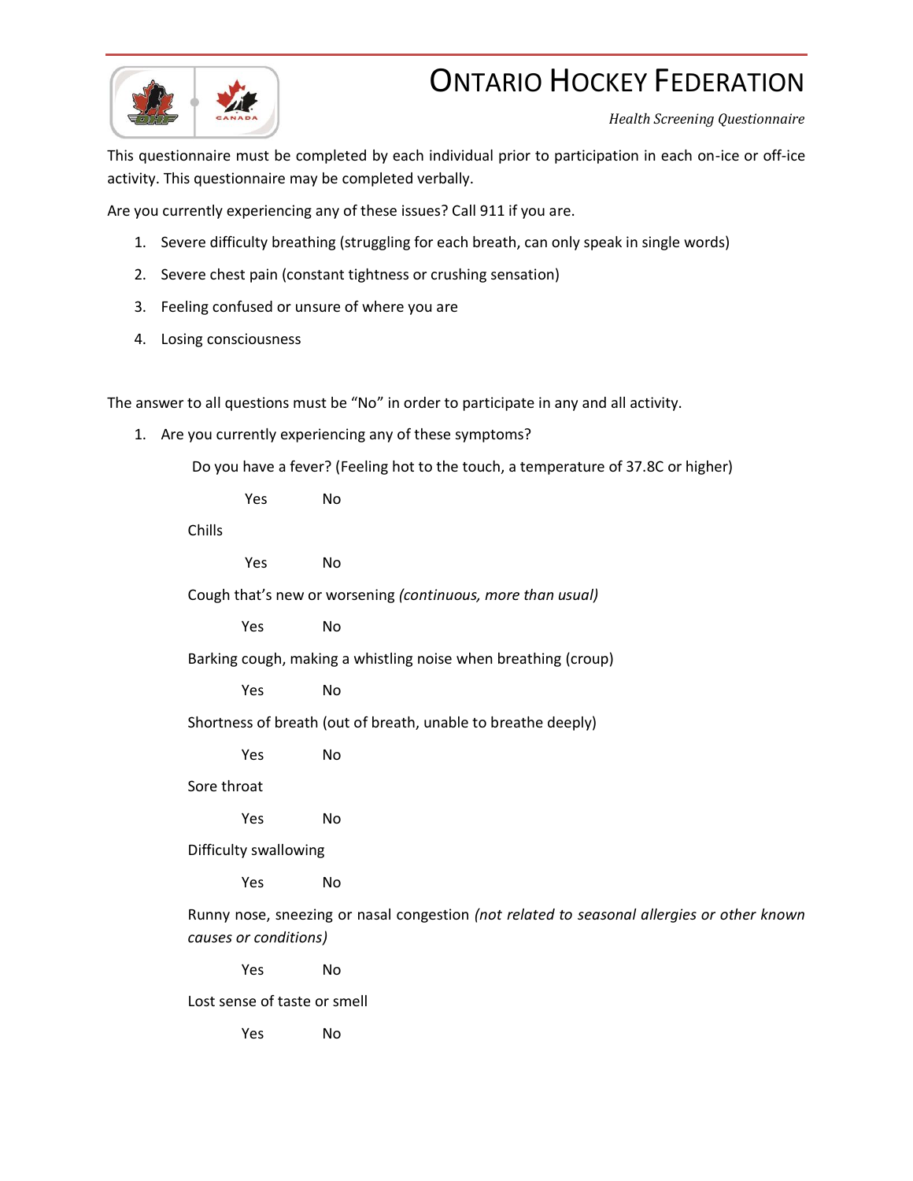# ONTARIO HOCKEY FEDERATION

*Health Screening Questionnaire*

This questionnaire must be completed by each individual prior to participation in each on-ice or off-ice activity. This questionnaire may be completed verbally.

Are you currently experiencing any of these issues? Call 911 if you are.

1. Severe difficulty breathing (struggling for each breath, can only speak in single words)
2. Severe chest pain (constant tightness or crushing sensation)
3. Feeling confused or unsure of where you are
4. Losing consciousness

The answer to all questions must be "No" in order to participate in any and all activity.

1. Are you currently experiencing any of these symptoms?

   Do you have a fever? (Feeling hot to the touch, a temperature of 37.8C or higher)

   Yes No

   Chills

   Yes No

   Cough that's new or worsening *(continuous, more than usual)*

   Yes No

   Barking cough, making a whistling noise when breathing (croup)

   Yes No

   Shortness of breath (out of breath, unable to breathe deeply)

   Yes No

   Sore throat

   Yes No

   Difficulty swallowing

   Yes No

   Runny nose, sneezing or nasal congestion *(not related to seasonal allergies or other known causes or conditions)*

   Yes No

   Lost sense of taste or smell

   Yes No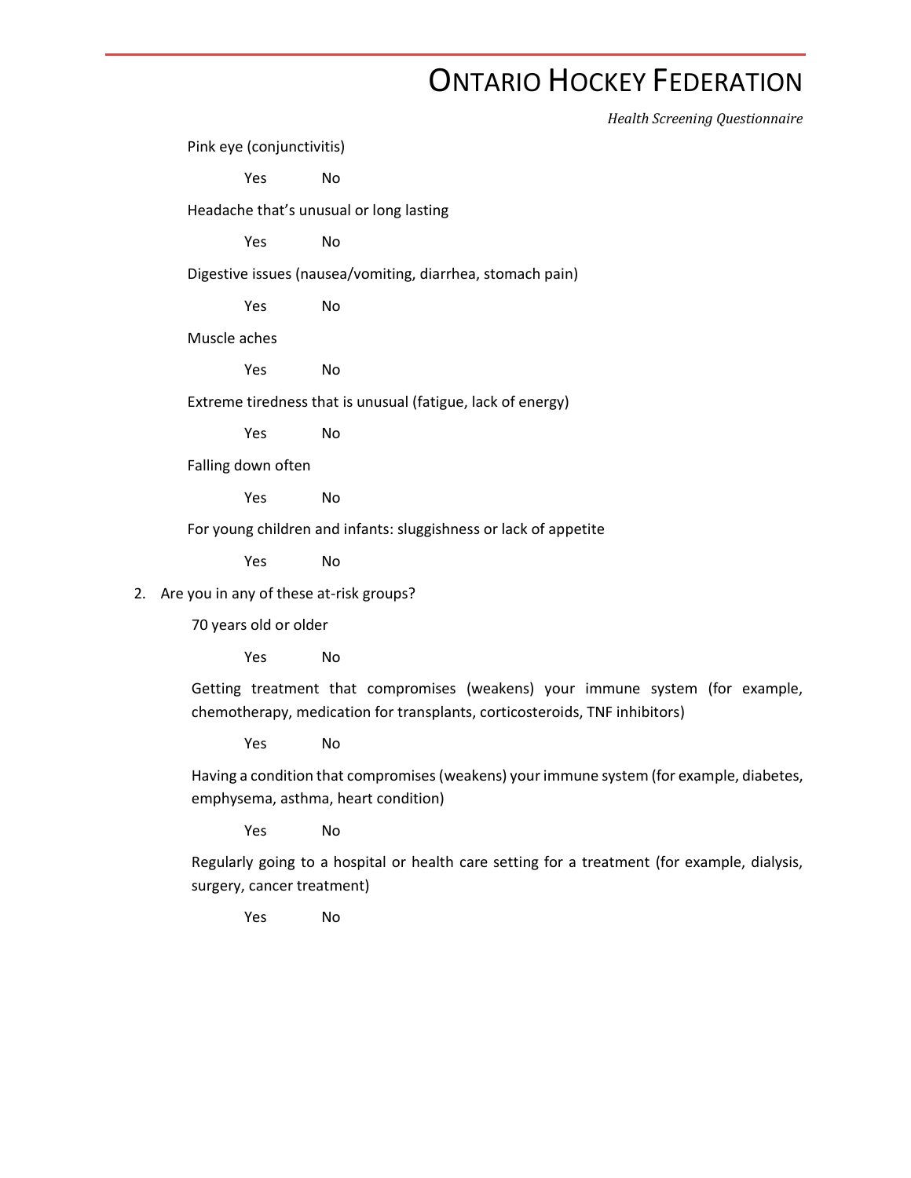Pink eye (conjunctivitis)

Yes No

Headache that's unusual or long lasting

Yes No

Digestive issues (nausea/vomiting, diarrhea, stomach pain)

Yes No

Muscle aches

Yes No

Extreme tiredness that is unusual (fatigue, lack of energy)

Yes No

Falling down often

Yes No

For young children and infants: sluggishness or lack of appetite

Yes No

2. Are you in any of these at-risk groups?

70 years old or older

Yes No

Getting treatment that compromises (weakens) your immune system (for example, chemotherapy, medication for transplants, corticosteroids, TNF inhibitors)

Yes No

Having a condition that compromises (weakens) your immune system (for example, diabetes, emphysema, asthma, heart condition)

Yes No

Regularly going to a hospital or health care setting for a treatment (for example, dialysis, surgery, cancer treatment)

Yes No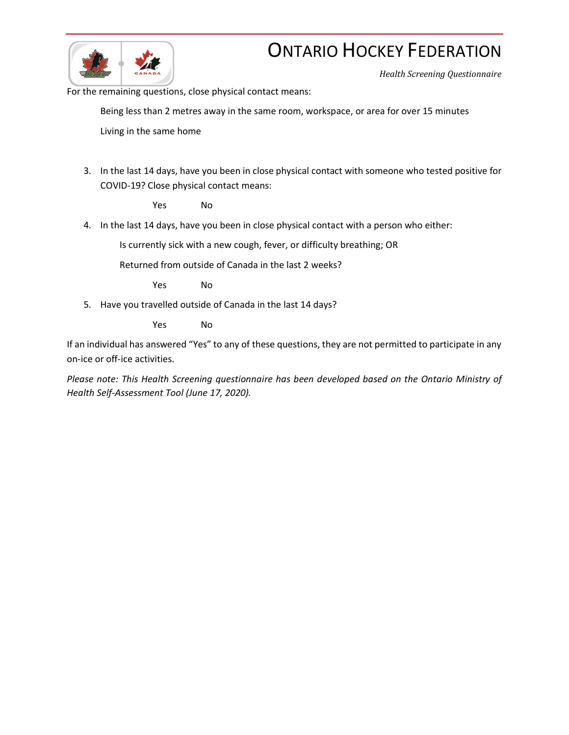For the remaining questions, close physical contact means:

Being less than 2 metres away in the same room, workspace, or area for over 15 minutes

Living in the same home

3. In the last 14 days, have you been in close physical contact with someone who tested positive for COVID-19? Close physical contact means:

   Yes    No

4. In the last 14 days, have you been in close physical contact with a person who either:

   Is currently sick with a new cough, fever, or difficulty breathing; OR

   Returned from outside of Canada in the last 2 weeks?

   Yes    No

5. Have you travelled outside of Canada in the last 14 days?

   Yes    No

If an individual has answered "Yes" to any of these questions, they are not permitted to participate in any on-ice or off-ice activities.

*Please note: This Health Screening questionnaire has been developed based on the Ontario Ministry of Health Self-Assessment Tool (June 17, 2020).*